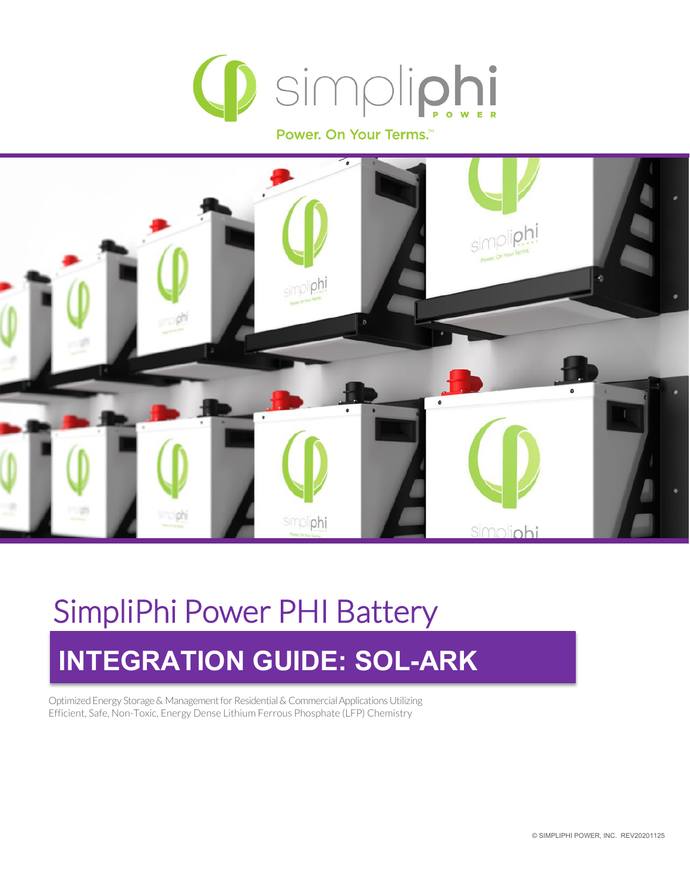simpliphi POWER

Power. On Your Terms.™

# SimpliPhi Power PHI Battery

## INTEGRATION GUIDE: SOL-ARK

Optimized Energy Storage & Management for Residential & Commercial Applications Utilizing Efficient, Safe, Non-Toxic, Energy Dense Lithium Ferrous Phosphate (LFP) Chemistry

© SIMPLIPHI POWER, INC. REV20201125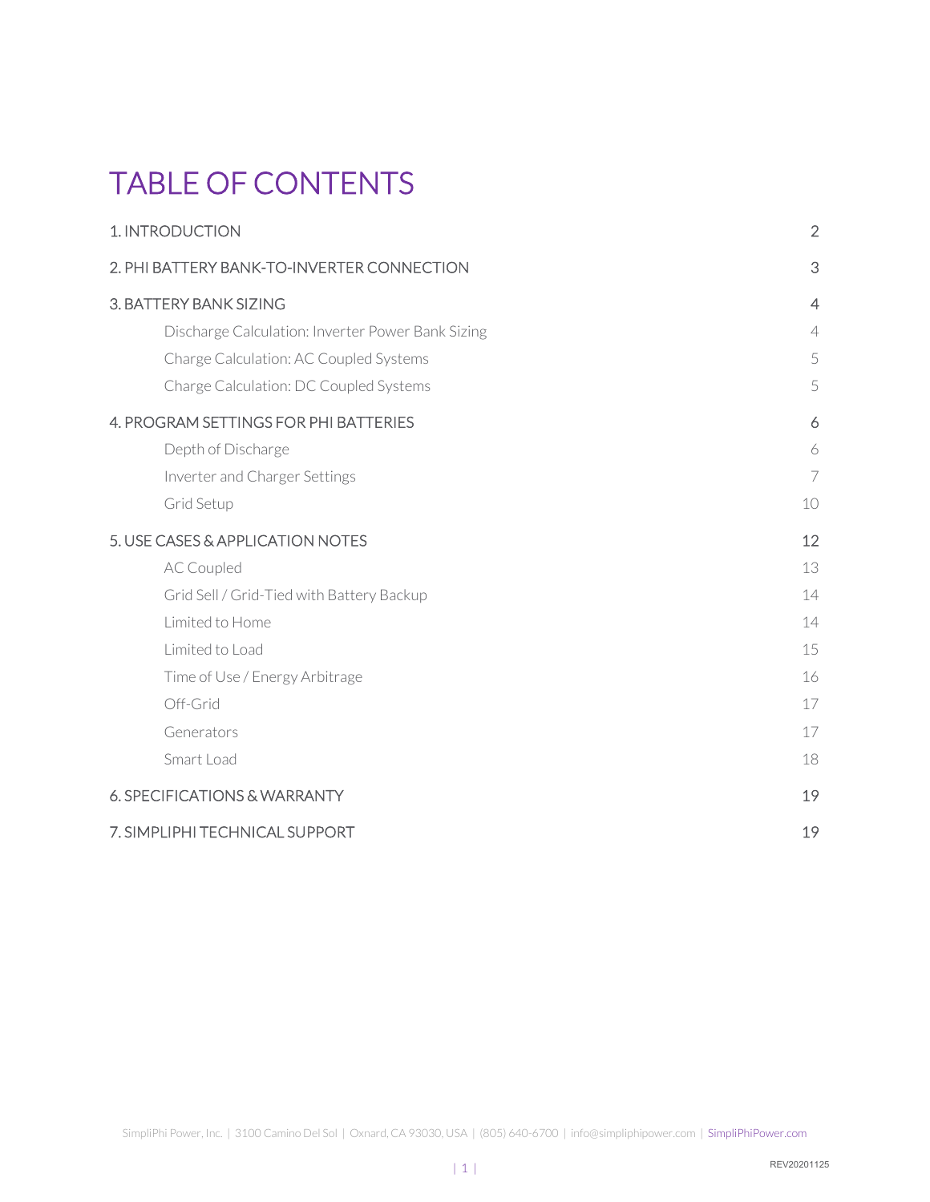# TABLE OF CONTENTS

| | |
|---|---|
| 1. INTRODUCTION | 2 |
| 2. PHI BATTERY BANK-TO-INVERTER CONNECTION | 3 |
| 3. BATTERY BANK SIZING | 4 |
| Discharge Calculation: Inverter Power Bank Sizing | 4 |
| Charge Calculation: AC Coupled Systems | 5 |
| Charge Calculation: DC Coupled Systems | 5 |
| 4. PROGRAM SETTINGS FOR PHI BATTERIES | 6 |
| Depth of Discharge | 6 |
| Inverter and Charger Settings | 7 |
| Grid Setup | 10 |
| 5. USE CASES & APPLICATION NOTES | 12 |
| AC Coupled | 13 |
| Grid Sell / Grid-Tied with Battery Backup | 14 |
| Limited to Home | 14 |
| Limited to Load | 15 |
| Time of Use / Energy Arbitrage | 16 |
| Off-Grid | 17 |
| Generators | 17 |
| Smart Load | 18 |
| 6. SPECIFICATIONS & WARRANTY | 19 |
| 7. SIMPLIPHI TECHNICAL SUPPORT | 19 |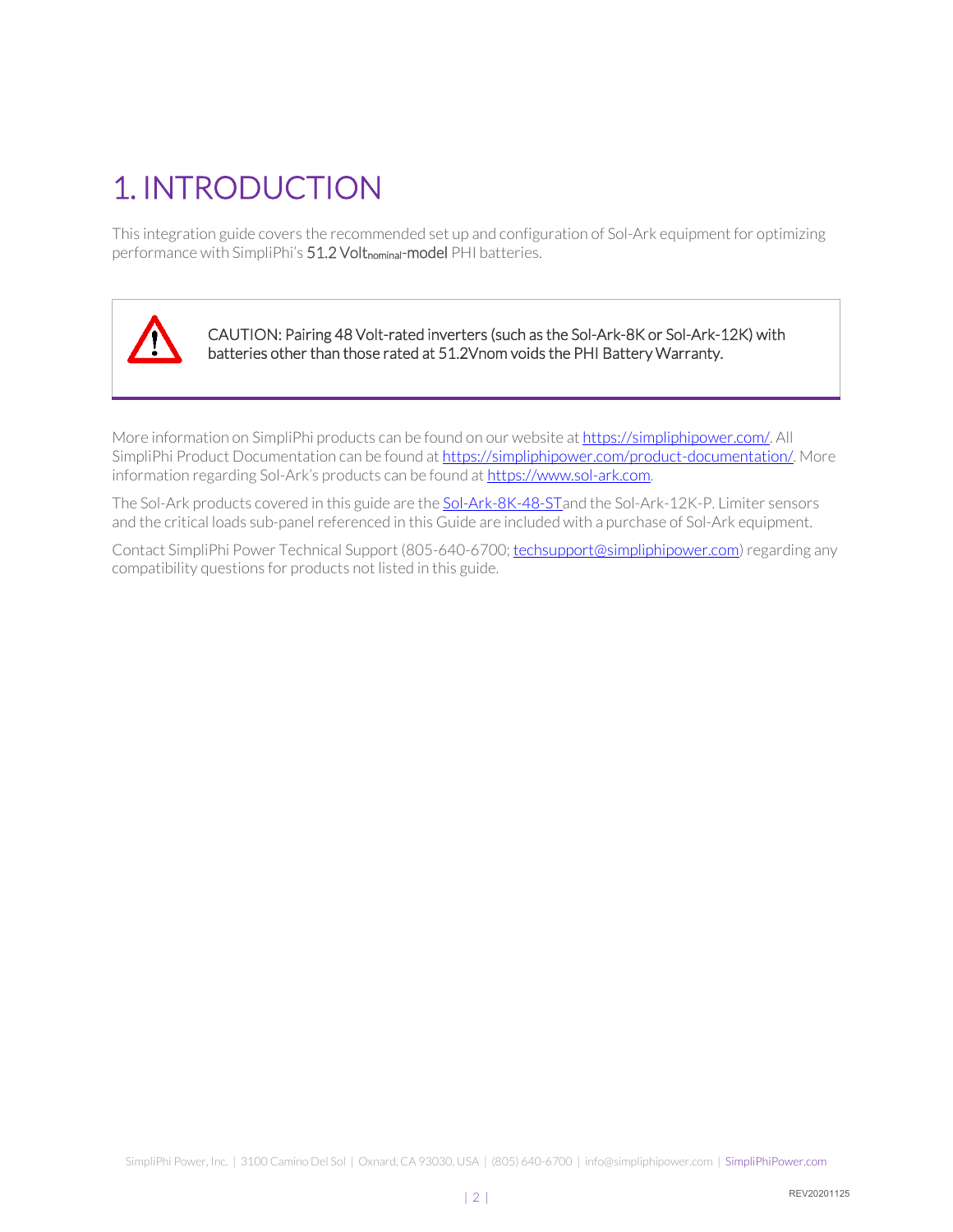# 1. INTRODUCTION

This integration guide covers the recommended set up and configuration of Sol-Ark equipment for optimizing performance with SimpliPhi's **51.2 Volt$_{nominal}$-model** PHI batteries.

> CAUTION: Pairing 48 Volt-rated inverters (such as the Sol-Ark-8K or Sol-Ark-12K) with batteries other than those rated at 51.2Vnom voids the PHI Battery Warranty.

More information on SimpliPhi products can be found on our website at https://simpliphipower.com/. All SimpliPhi Product Documentation can be found at https://simpliphipower.com/product-documentation/. More information regarding Sol-Ark's products can be found at https://www.sol-ark.com.

The Sol-Ark products covered in this guide are the Sol-Ark-8K-48-ST and the Sol-Ark-12K-P. Limiter sensors and the critical loads sub-panel referenced in this Guide are included with a purchase of Sol-Ark equipment.

Contact SimpliPhi Power Technical Support (805-640-6700; techsupport@simpliphipower.com) regarding any compatibility questions for products not listed in this guide.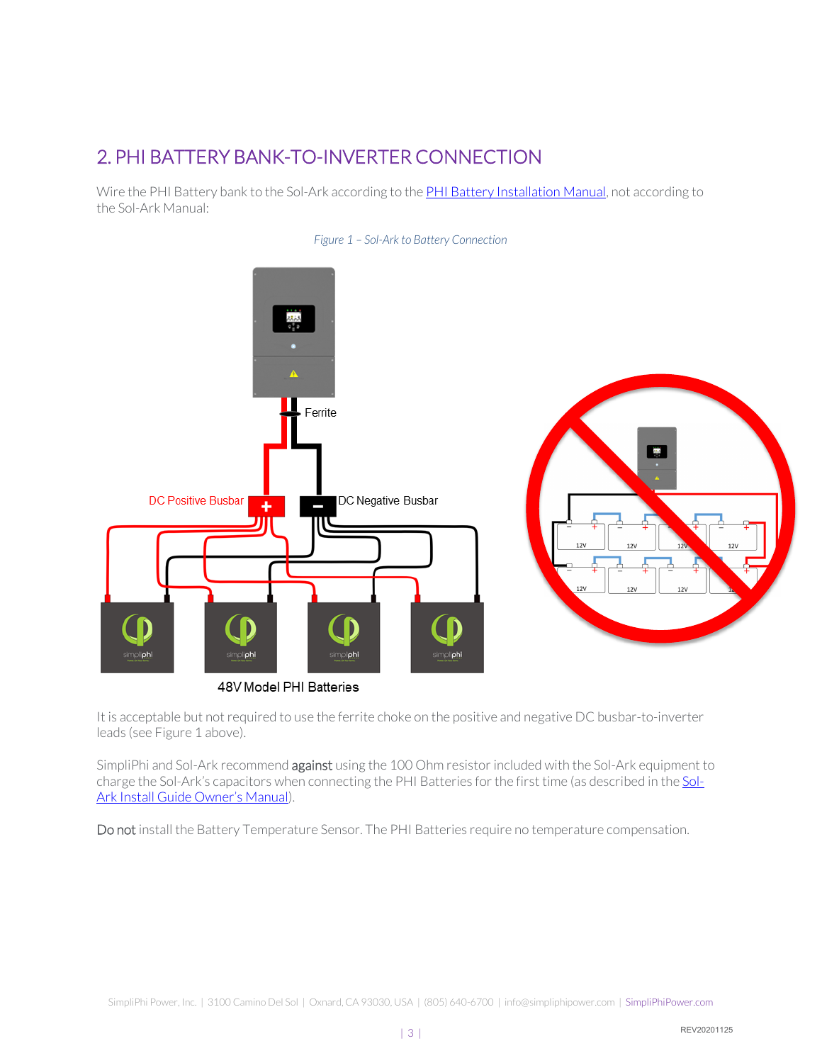## 2. PHI BATTERY BANK-TO-INVERTER CONNECTION

Wire the PHI Battery bank to the Sol-Ark according to the [PHI Battery Installation Manual](), not according to the Sol-Ark Manual:

*Figure 1 – Sol-Ark to Battery Connection*

It is acceptable but not required to use the ferrite choke on the positive and negative DC busbar-to-inverter leads (see Figure 1 above).

SimpliPhi and Sol-Ark recommend **against** using the 100 Ohm resistor included with the Sol-Ark equipment to charge the Sol-Ark's capacitors when connecting the PHI Batteries for the first time (as described in the [Sol-Ark Install Guide Owner's Manual]()).

**Do not** install the Battery Temperature Sensor. The PHI Batteries require no temperature compensation.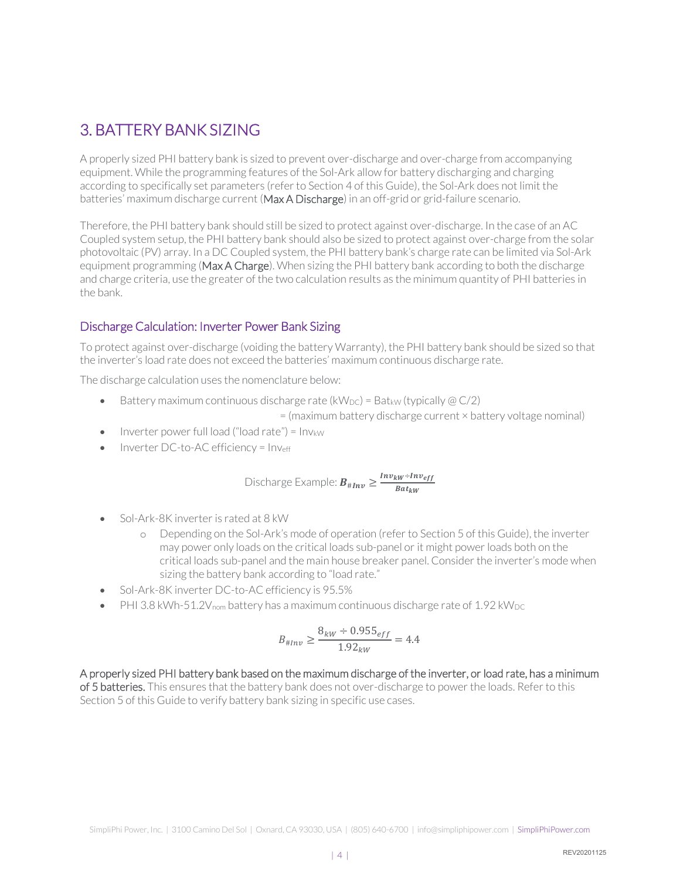## 3. BATTERY BANK SIZING

A properly sized PHI battery bank is sized to prevent over-discharge and over-charge from accompanying equipment. While the programming features of the Sol-Ark allow for battery discharging and charging according to specifically set parameters (refer to Section 4 of this Guide), the Sol-Ark does not limit the batteries' maximum discharge current (**Max A Discharge**) in an off-grid or grid-failure scenario.

Therefore, the PHI battery bank should still be sized to protect against over-discharge. In the case of an AC Coupled system setup, the PHI battery bank should also be sized to protect against over-charge from the solar photovoltaic (PV) array. In a DC Coupled system, the PHI battery bank's charge rate can be limited via Sol-Ark equipment programming (**Max A Charge**). When sizing the PHI battery bank according to both the discharge and charge criteria, use the greater of the two calculation results as the minimum quantity of PHI batteries in the bank.

### Discharge Calculation: Inverter Power Bank Sizing

To protect against over-discharge (voiding the battery Warranty), the PHI battery bank should be sized so that the inverter's load rate does not exceed the batteries' maximum continuous discharge rate.

The discharge calculation uses the nomenclature below:

- Battery maximum continuous discharge rate ($kW_{DC}$) = $Bat_{kW}$ (typically @ C/2)
  = (maximum battery discharge current × battery voltage nominal)
- Inverter power full load ("load rate") = $Inv_{kW}$
- Inverter DC-to-AC efficiency = $Inv_{eff}$

Discharge Example: $\boldsymbol{B_{\#Inv}} \geq \frac{\boldsymbol{Inv_{kW} \div Inv_{eff}}}{\boldsymbol{Bat_{kW}}}$

- Sol-Ark-8K inverter is rated at 8 kW
  - Depending on the Sol-Ark's mode of operation (refer to Section 5 of this Guide), the inverter may power only loads on the critical loads sub-panel or it might power loads both on the critical loads sub-panel and the main house breaker panel. Consider the inverter's mode when sizing the battery bank according to "load rate."
- Sol-Ark-8K inverter DC-to-AC efficiency is 95.5%
- PHI 3.8 kWh-51.2$V_{nom}$ battery has a maximum continuous discharge rate of 1.92 $kW_{DC}$

$$B_{\#Inv} \geq \frac{8_{kW} \div 0.955_{eff}}{1.92_{kW}} = 4.4$$

**A properly sized PHI battery bank based on the maximum discharge of the inverter, or load rate, has a minimum of 5 batteries.** This ensures that the battery bank does not over-discharge to power the loads. Refer to this Section 5 of this Guide to verify battery bank sizing in specific use cases.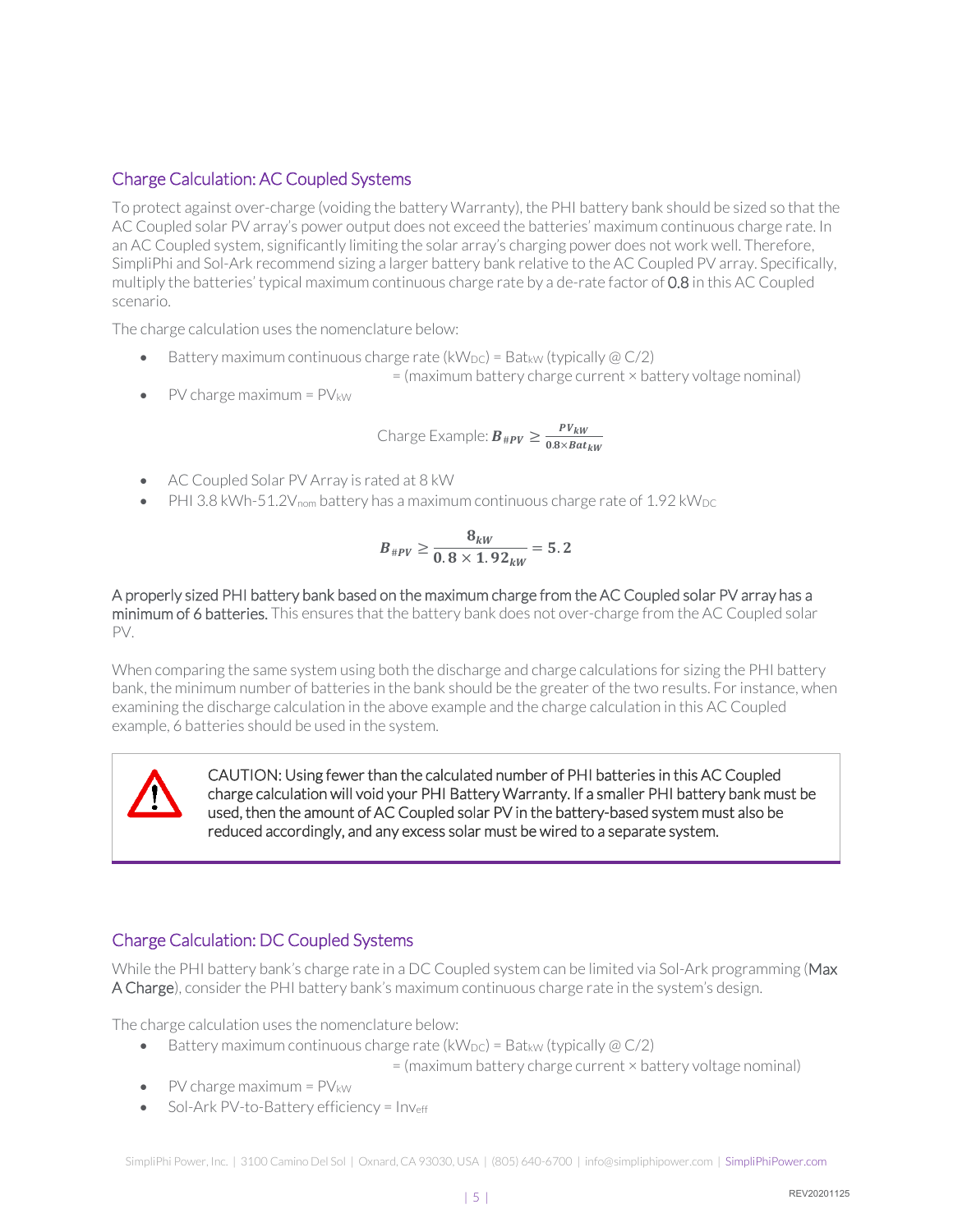## Charge Calculation: AC Coupled Systems

To protect against over-charge (voiding the battery Warranty), the PHI battery bank should be sized so that the AC Coupled solar PV array's power output does not exceed the batteries' maximum continuous charge rate. In an AC Coupled system, significantly limiting the solar array's charging power does not work well. Therefore, SimpliPhi and Sol-Ark recommend sizing a larger battery bank relative to the AC Coupled PV array. Specifically, multiply the batteries' typical maximum continuous charge rate by a de-rate factor of **0.8** in this AC Coupled scenario.

The charge calculation uses the nomenclature below:

- Battery maximum continuous charge rate ($kW_{DC}$) = $Bat_{kW}$ (typically @ C/2)
  = (maximum battery charge current × battery voltage nominal)
- PV charge maximum = $PV_{kW}$

Charge Example: $\boldsymbol{B_{\#PV}} \geq \frac{\boldsymbol{PV_{kW}}}{\boldsymbol{0.8 \times Bat_{kW}}}$

- AC Coupled Solar PV Array is rated at 8 kW
- PHI 3.8 kWh-51.2$V_{nom}$ battery has a maximum continuous charge rate of 1.92 $kW_{DC}$

$$\boldsymbol{B_{\#PV}} \geq \frac{\boldsymbol{8_{kW}}}{\boldsymbol{0.8 \times 1.92_{kW}}} = \boldsymbol{5.2}$$

A properly sized PHI battery bank based on the maximum charge from the AC Coupled solar PV array has a minimum of 6 batteries. This ensures that the battery bank does not over-charge from the AC Coupled solar PV.

When comparing the same system using both the discharge and charge calculations for sizing the PHI battery bank, the minimum number of batteries in the bank should be the greater of the two results. For instance, when examining the discharge calculation in the above example and the charge calculation in this AC Coupled example, 6 batteries should be used in the system.

> CAUTION: Using fewer than the calculated number of PHI batteries in this AC Coupled charge calculation will void your PHI Battery Warranty. If a smaller PHI battery bank must be used, then the amount of AC Coupled solar PV in the battery-based system must also be reduced accordingly, and any excess solar must be wired to a separate system.

## Charge Calculation: DC Coupled Systems

While the PHI battery bank's charge rate in a DC Coupled system can be limited via Sol-Ark programming (**Max A Charge**), consider the PHI battery bank's maximum continuous charge rate in the system's design.

The charge calculation uses the nomenclature below:

- Battery maximum continuous charge rate ($kW_{DC}$) = $Bat_{kW}$ (typically @ C/2)
  = (maximum battery charge current × battery voltage nominal)
- PV charge maximum = $PV_{kW}$
- Sol-Ark PV-to-Battery efficiency = $Inv_{eff}$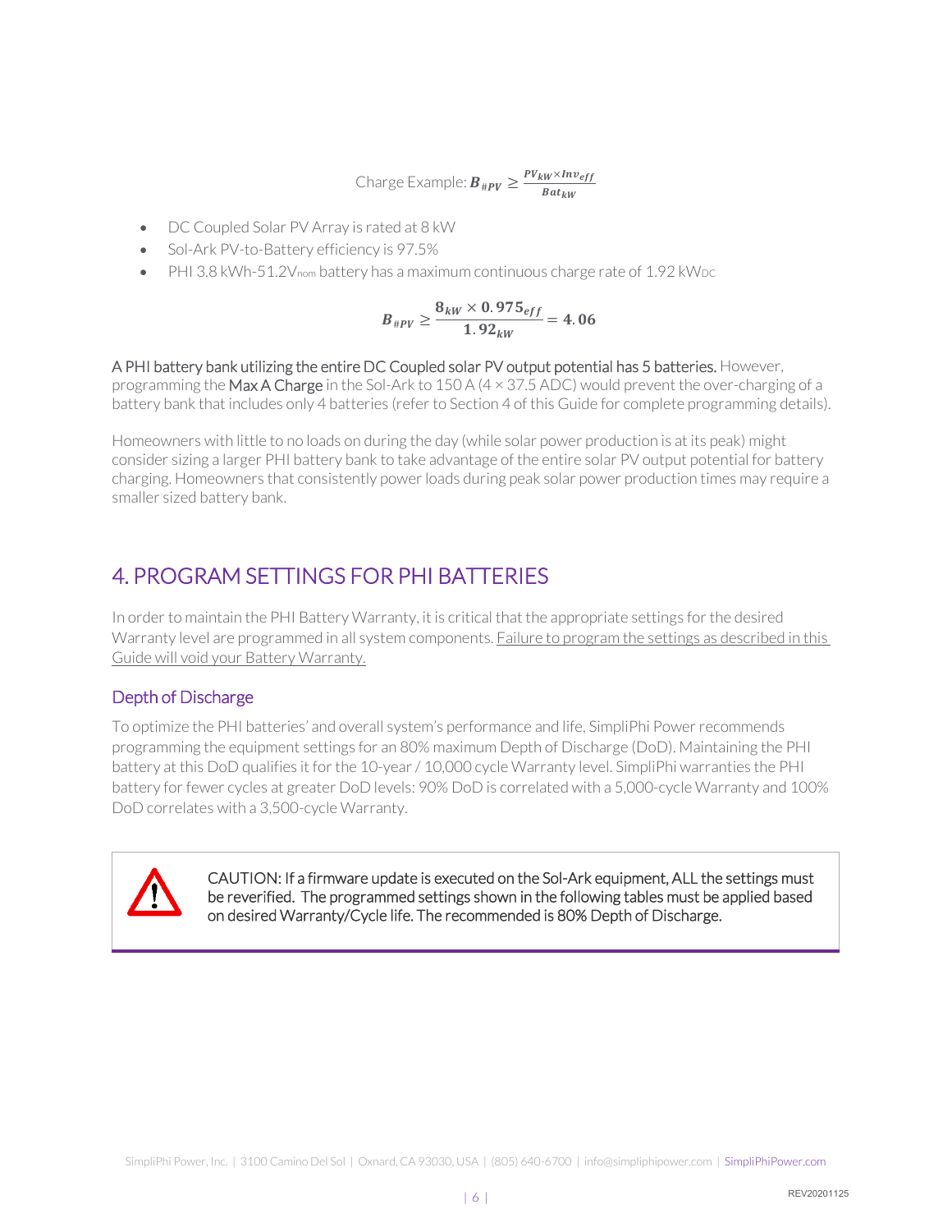Charge Example: $\boldsymbol{B_{\#PV}} \geq \frac{PV_{kW} \times Inv_{eff}}{Bat_{kW}}$

- DC Coupled Solar PV Array is rated at 8 kW
- Sol-Ark PV-to-Battery efficiency is 97.5%
- PHI 3.8 kWh-51.2V$_{nom}$ battery has a maximum continuous charge rate of 1.92 kW$_{DC}$

$$\boldsymbol{B_{\#PV}} \geq \frac{\boldsymbol{8_{kW} \times 0.975_{eff}}}{\boldsymbol{1.92_{kW}}} = \boldsymbol{4.06}$$

A PHI battery bank utilizing the entire DC Coupled solar PV output potential has 5 batteries. However, programming the Max A Charge in the Sol-Ark to 150 A (4 × 37.5 ADC) would prevent the over-charging of a battery bank that includes only 4 batteries (refer to Section 4 of this Guide for complete programming details).

Homeowners with little to no loads on during the day (while solar power production is at its peak) might consider sizing a larger PHI battery bank to take advantage of the entire solar PV output potential for battery charging. Homeowners that consistently power loads during peak solar power production times may require a smaller sized battery bank.

## 4. PROGRAM SETTINGS FOR PHI BATTERIES

In order to maintain the PHI Battery Warranty, it is critical that the appropriate settings for the desired Warranty level are programmed in all system components. Failure to program the settings as described in this Guide will void your Battery Warranty.

### Depth of Discharge

To optimize the PHI batteries' and overall system's performance and life, SimpliPhi Power recommends programming the equipment settings for an 80% maximum Depth of Discharge (DoD). Maintaining the PHI battery at this DoD qualifies it for the 10-year / 10,000 cycle Warranty level. SimpliPhi warranties the PHI battery for fewer cycles at greater DoD levels: 90% DoD is correlated with a 5,000-cycle Warranty and 100% DoD correlates with a 3,500-cycle Warranty.

> CAUTION: If a firmware update is executed on the Sol-Ark equipment, ALL the settings must be reverified. The programmed settings shown in the following tables must be applied based on desired Warranty/Cycle life. The recommended is 80% Depth of Discharge.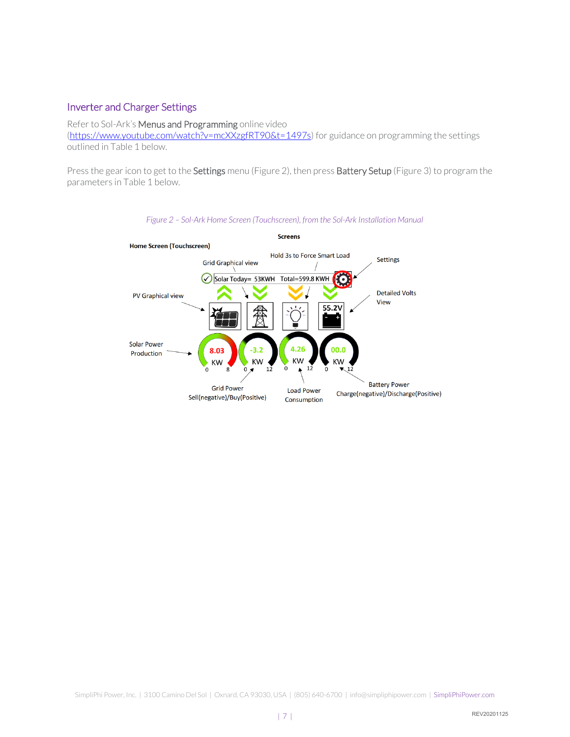## Inverter and Charger Settings

Refer to Sol-Ark's **Menus and Programming** online video (https://www.youtube.com/watch?v=mcXXzgfRT90&t=1497s) for guidance on programming the settings outlined in Table 1 below.

Press the gear icon to get to the **Settings** menu (Figure 2), then press **Battery Setup** (Figure 3) to program the parameters in Table 1 below.

*Figure 2 – Sol-Ark Home Screen (Touchscreen), from the Sol-Ark Installation Manual*

**Screens**

**Home Screen (Touchscreen)**

Grid Graphical view

Hold 3s to Force Smart Load

Settings

Solar Today= 53KWH Total=599.8 KWH

PV Graphical view

Detailed Volts View

55.2V

Solar Power Production

8.03 KW 0 8

-3.2 KW 0 12

4.26 KW 0 12

00.0 KW 0 12

Grid Power Sell(negative)/Buy(Positive)

Load Power Consumption

Battery Power Charge(negative)/Discharge(Positive)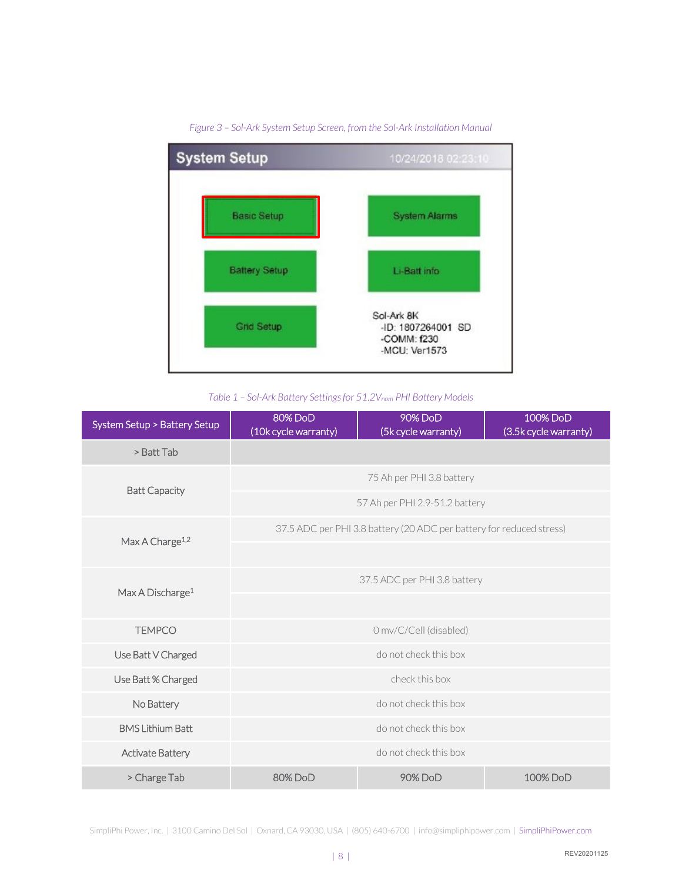*Figure 3 – Sol-Ark System Setup Screen, from the Sol-Ark Installation Manual*

*Table 1 – Sol-Ark Battery Settings for 51.2$V_{nom}$ PHI Battery Models*

| System Setup > Battery Setup | 80% DoD (10k cycle warranty) | 90% DoD (5k cycle warranty) | 100% DoD (3.5k cycle warranty) |
|---|---|---|---|
| > Batt Tab | | | |
| Batt Capacity | 75 Ah per PHI 3.8 battery | | |
| | 57 Ah per PHI 2.9-51.2 battery | | |
| Max A Charge[1,2] | 37.5 ADC per PHI 3.8 battery (20 ADC per battery for reduced stress) | | |
| | | | |
| Max A Discharge[1] | 37.5 ADC per PHI 3.8 battery | | |
| | | | |
| TEMPCO | 0 mv/C/Cell (disabled) | | |
| Use Batt V Charged | do not check this box | | |
| Use Batt % Charged | check this box | | |
| No Battery | do not check this box | | |
| BMS Lithium Batt | do not check this box | | |
| Activate Battery | do not check this box | | |
| > Charge Tab | 80% DoD | 90% DoD | 100% DoD |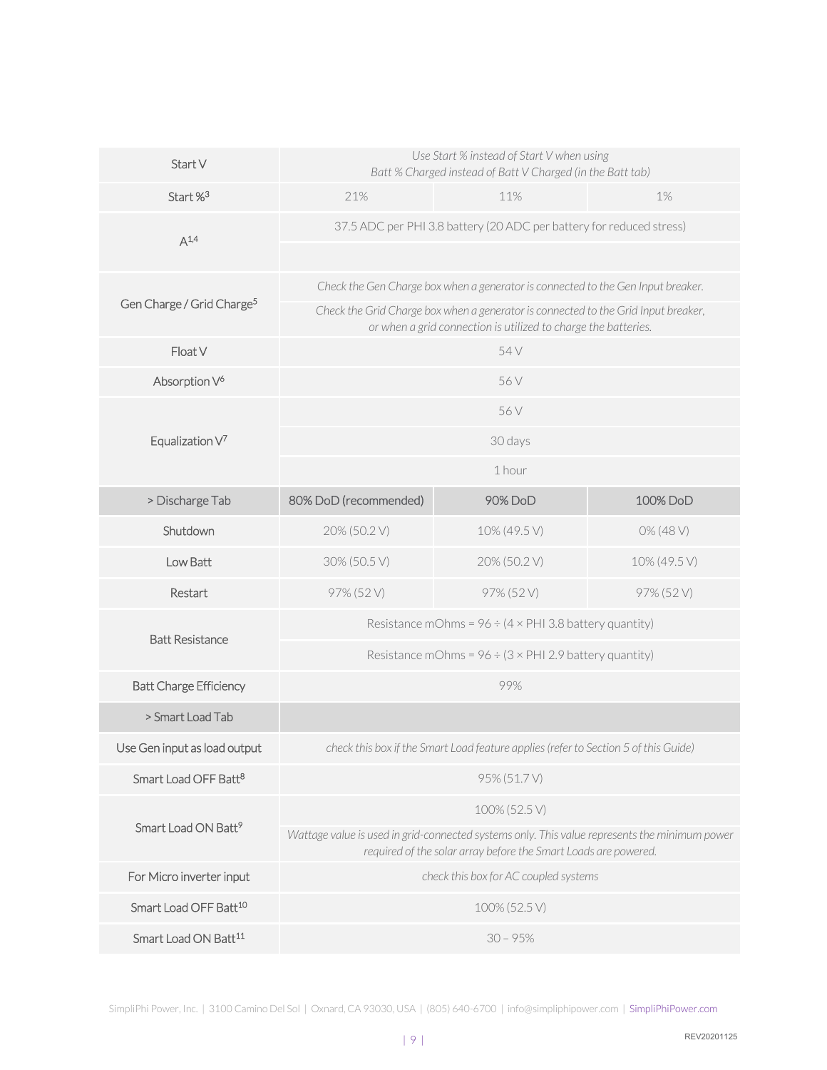| | | | |
|---|---|---|---|
| Start V | *Use Start % instead of Start V when using Batt % Charged instead of Batt V Charged (in the Batt tab)* | | |
| Start %[3] | 21% | 11% | 1% |
| A[1,4] | 37.5 ADC per PHI 3.8 battery (20 ADC per battery for reduced stress) | | |
| | | | |
| Gen Charge / Grid Charge[5] | *Check the Gen Charge box when a generator is connected to the Gen Input breaker.* | | |
| | *Check the Grid Charge box when a generator is connected to the Grid Input breaker, or when a grid connection is utilized to charge the batteries.* | | |
| Float V | 54 V | | |
| Absorption V[6] | 56 V | | |
| Equalization V[7] | 56 V | | |
| | 30 days | | |
| | 1 hour | | |
| > Discharge Tab | 80% DoD (recommended) | 90% DoD | 100% DoD |
| Shutdown | 20% (50.2 V) | 10% (49.5 V) | 0% (48 V) |
| Low Batt | 30% (50.5 V) | 20% (50.2 V) | 10% (49.5 V) |
| Restart | 97% (52 V) | 97% (52 V) | 97% (52 V) |
| Batt Resistance | Resistance mOhms = 96 ÷ (4 × PHI 3.8 battery quantity) | | |
| | Resistance mOhms = 96 ÷ (3 × PHI 2.9 battery quantity) | | |
| Batt Charge Efficiency | 99% | | |
| > Smart Load Tab | | | |
| Use Gen input as load output | *check this box if the Smart Load feature applies (refer to Section 5 of this Guide)* | | |
| Smart Load OFF Batt[8] | 95% (51.7 V) | | |
| Smart Load ON Batt[9] | 100% (52.5 V) | | |
| | *Wattage value is used in grid-connected systems only. This value represents the minimum power required of the solar array before the Smart Loads are powered.* | | |
| For Micro inverter input | *check this box for AC coupled systems* | | |
| Smart Load OFF Batt[10] | 100% (52.5 V) | | |
| Smart Load ON Batt[11] | 30 – 95% | | |

SimpliPhi Power, Inc. | 3100 Camino Del Sol | Oxnard, CA 93030, USA | (805) 640-6700 | info@simpliphipower.com | SimpliPhiPower.com

REV20201125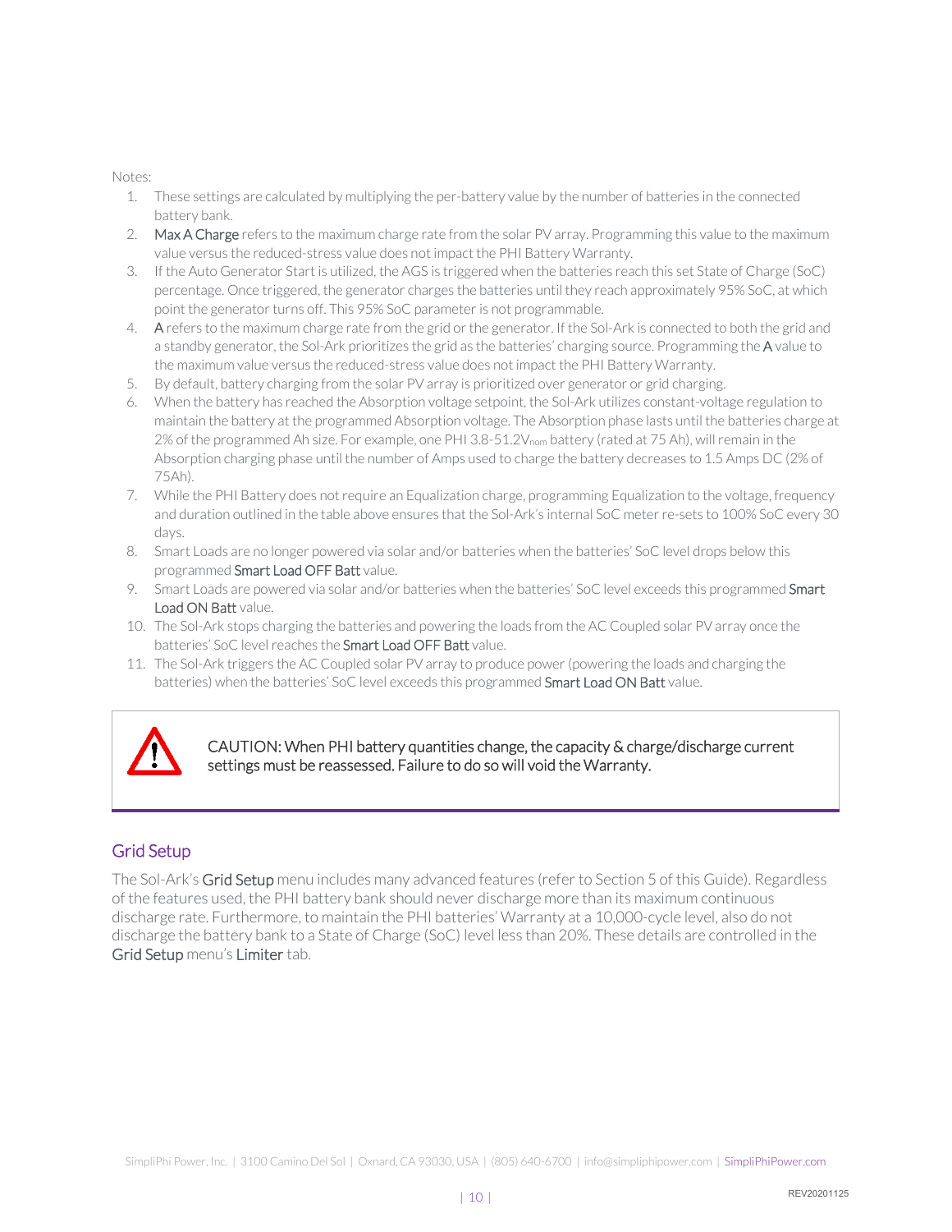Notes:

1. These settings are calculated by multiplying the per-battery value by the number of batteries in the connected battery bank.
2. **Max A Charge** refers to the maximum charge rate from the solar PV array. Programming this value to the maximum value versus the reduced-stress value does not impact the PHI Battery Warranty.
3. If the Auto Generator Start is utilized, the AGS is triggered when the batteries reach this set State of Charge (SoC) percentage. Once triggered, the generator charges the batteries until they reach approximately 95% SoC, at which point the generator turns off. This 95% SoC parameter is not programmable.
4. **A** refers to the maximum charge rate from the grid or the generator. If the Sol-Ark is connected to both the grid and a standby generator, the Sol-Ark prioritizes the grid as the batteries' charging source. Programming the **A** value to the maximum value versus the reduced-stress value does not impact the PHI Battery Warranty.
5. By default, battery charging from the solar PV array is prioritized over generator or grid charging.
6. When the battery has reached the Absorption voltage setpoint, the Sol-Ark utilizes constant-voltage regulation to maintain the battery at the programmed Absorption voltage. The Absorption phase lasts until the batteries charge at 2% of the programmed Ah size. For example, one PHI 3.8-51.2$V_{nom}$ battery (rated at 75 Ah), will remain in the Absorption charging phase until the number of Amps used to charge the battery decreases to 1.5 Amps DC (2% of 75Ah).
7. While the PHI Battery does not require an Equalization charge, programming Equalization to the voltage, frequency and duration outlined in the table above ensures that the Sol-Ark's internal SoC meter re-sets to 100% SoC every 30 days.
8. Smart Loads are no longer powered via solar and/or batteries when the batteries' SoC level drops below this programmed **Smart Load OFF Batt** value.
9. Smart Loads are powered via solar and/or batteries when the batteries' SoC level exceeds this programmed **Smart Load ON Batt** value.
10. The Sol-Ark stops charging the batteries and powering the loads from the AC Coupled solar PV array once the batteries' SoC level reaches the **Smart Load OFF Batt** value.
11. The Sol-Ark triggers the AC Coupled solar PV array to produce power (powering the loads and charging the batteries) when the batteries' SoC level exceeds this programmed **Smart Load ON Batt** value.

CAUTION: When PHI battery quantities change, the capacity & charge/discharge current settings must be reassessed. Failure to do so will void the Warranty.

## Grid Setup

The Sol-Ark's **Grid Setup** menu includes many advanced features (refer to Section 5 of this Guide). Regardless of the features used, the PHI battery bank should never discharge more than its maximum continuous discharge rate. Furthermore, to maintain the PHI batteries' Warranty at a 10,000-cycle level, also do not discharge the battery bank to a State of Charge (SoC) level less than 20%. These details are controlled in the **Grid Setup** menu's **Limiter** tab.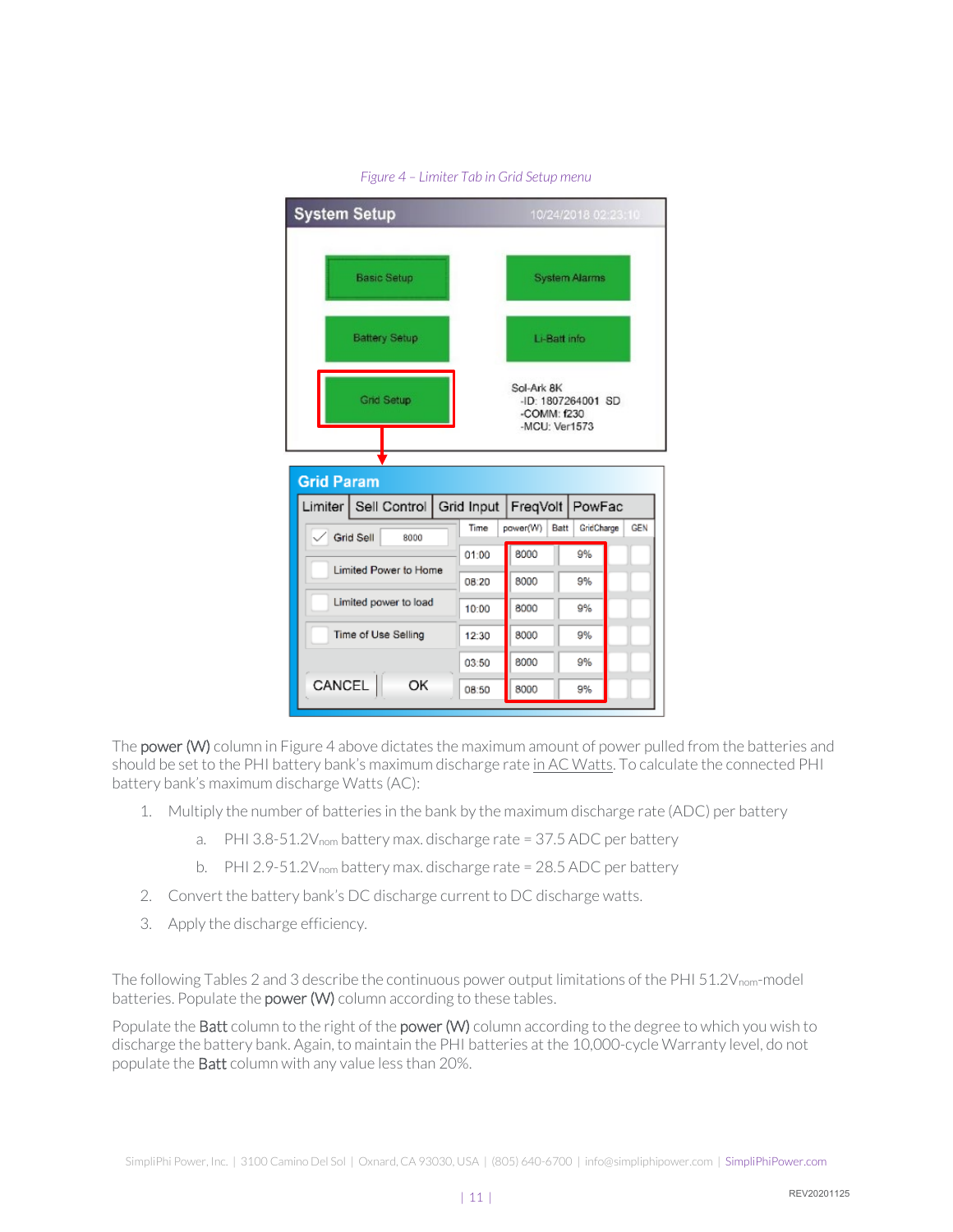*Figure 4 – Limiter Tab in Grid Setup menu*

The **power (W)** column in Figure 4 above dictates the maximum amount of power pulled from the batteries and should be set to the PHI battery bank's maximum discharge rate in AC Watts. To calculate the connected PHI battery bank's maximum discharge Watts (AC):

1. Multiply the number of batteries in the bank by the maximum discharge rate (ADC) per battery
   a. PHI 3.8-51.2$V_{nom}$ battery max. discharge rate = 37.5 ADC per battery
   b. PHI 2.9-51.2$V_{nom}$ battery max. discharge rate = 28.5 ADC per battery
2. Convert the battery bank's DC discharge current to DC discharge watts.
3. Apply the discharge efficiency.

The following Tables 2 and 3 describe the continuous power output limitations of the PHI 51.2$V_{nom}$-model batteries. Populate the **power (W)** column according to these tables.

Populate the **Batt** column to the right of the **power (W)** column according to the degree to which you wish to discharge the battery bank. Again, to maintain the PHI batteries at the 10,000-cycle Warranty level, do not populate the **Batt** column with any value less than 20%.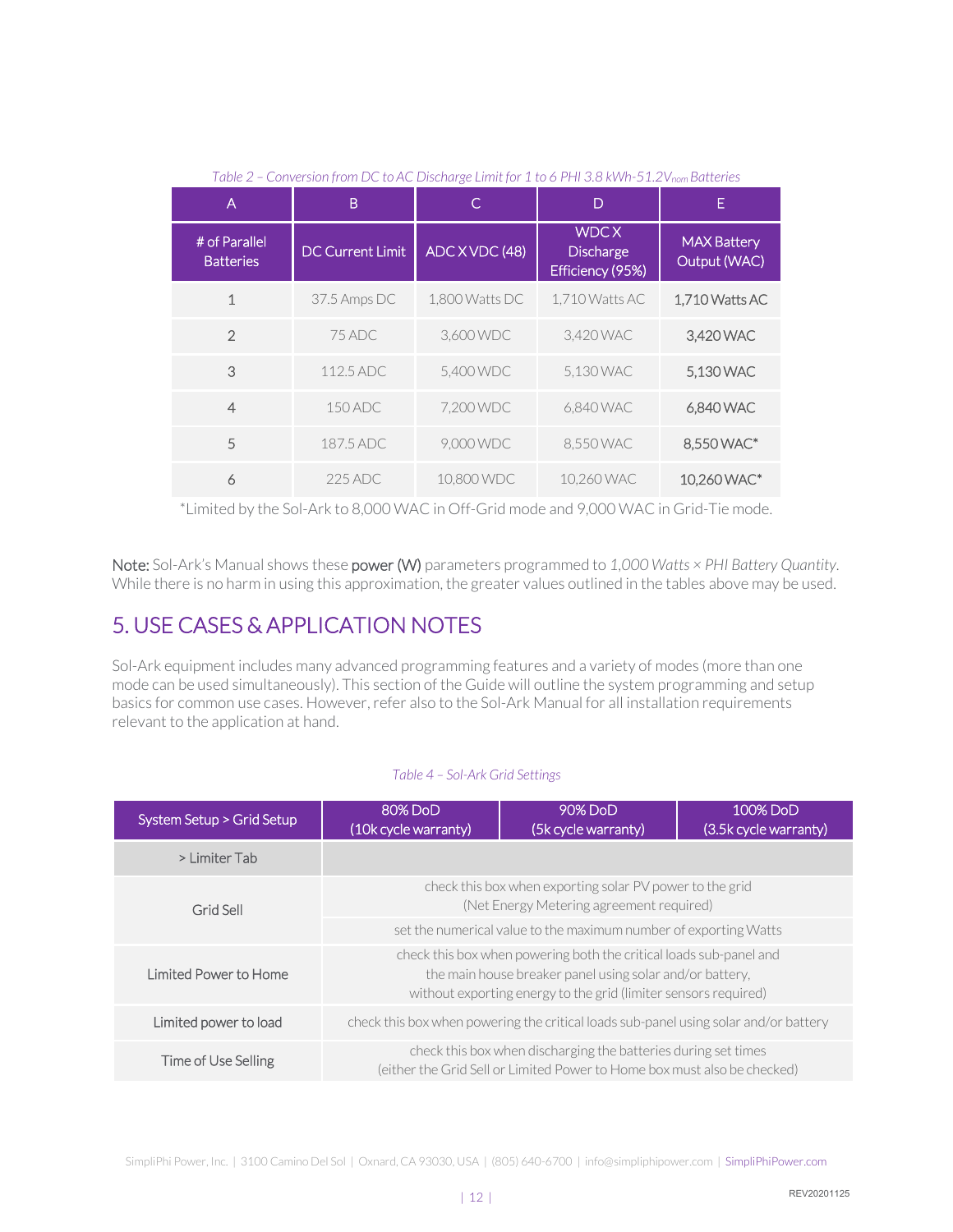*Table 2 – Conversion from DC to AC Discharge Limit for 1 to 6 PHI 3.8 kWh-51.2$V_{nom}$ Batteries*

| A | B | C | D | E |
|---|---|---|---|---|
| # of Parallel Batteries | DC Current Limit | ADC X VDC (48) | WDC X Discharge Efficiency (95%) | MAX Battery Output (WAC) |
| 1 | 37.5 Amps DC | 1,800 Watts DC | 1,710 Watts AC | 1,710 Watts AC |
| 2 | 75 ADC | 3,600 WDC | 3,420 WAC | 3,420 WAC |
| 3 | 112.5 ADC | 5,400 WDC | 5,130 WAC | 5,130 WAC |
| 4 | 150 ADC | 7,200 WDC | 6,840 WAC | 6,840 WAC |
| 5 | 187.5 ADC | 9,000 WDC | 8,550 WAC | 8,550 WAC* |
| 6 | 225 ADC | 10,800 WDC | 10,260 WAC | 10,260 WAC* |

*Limited by the Sol-Ark to 8,000 WAC in Off-Grid mode and 9,000 WAC in Grid-Tie mode.

**Note:** Sol-Ark's Manual shows these **power (W)** parameters programmed to *1,000 Watts × PHI Battery Quantity*. While there is no harm in using this approximation, the greater values outlined in the tables above may be used.

## 5. USE CASES & APPLICATION NOTES

Sol-Ark equipment includes many advanced programming features and a variety of modes (more than one mode can be used simultaneously). This section of the Guide will outline the system programming and setup basics for common use cases. However, refer also to the Sol-Ark Manual for all installation requirements relevant to the application at hand.

*Table 4 – Sol-Ark Grid Settings*

| System Setup > Grid Setup | 80% DoD (10k cycle warranty) | 90% DoD (5k cycle warranty) | 100% DoD (3.5k cycle warranty) |
|---|---|---|---|
| > Limiter Tab | | | |
| Grid Sell | check this box when exporting solar PV power to the grid (Net Energy Metering agreement required) | | |
| | set the numerical value to the maximum number of exporting Watts | | |
| Limited Power to Home | check this box when powering both the critical loads sub-panel and the main house breaker panel using solar and/or battery, without exporting energy to the grid (limiter sensors required) | | |
| Limited power to load | check this box when powering the critical loads sub-panel using solar and/or battery | | |
| Time of Use Selling | check this box when discharging the batteries during set times (either the Grid Sell or Limited Power to Home box must also be checked) | | |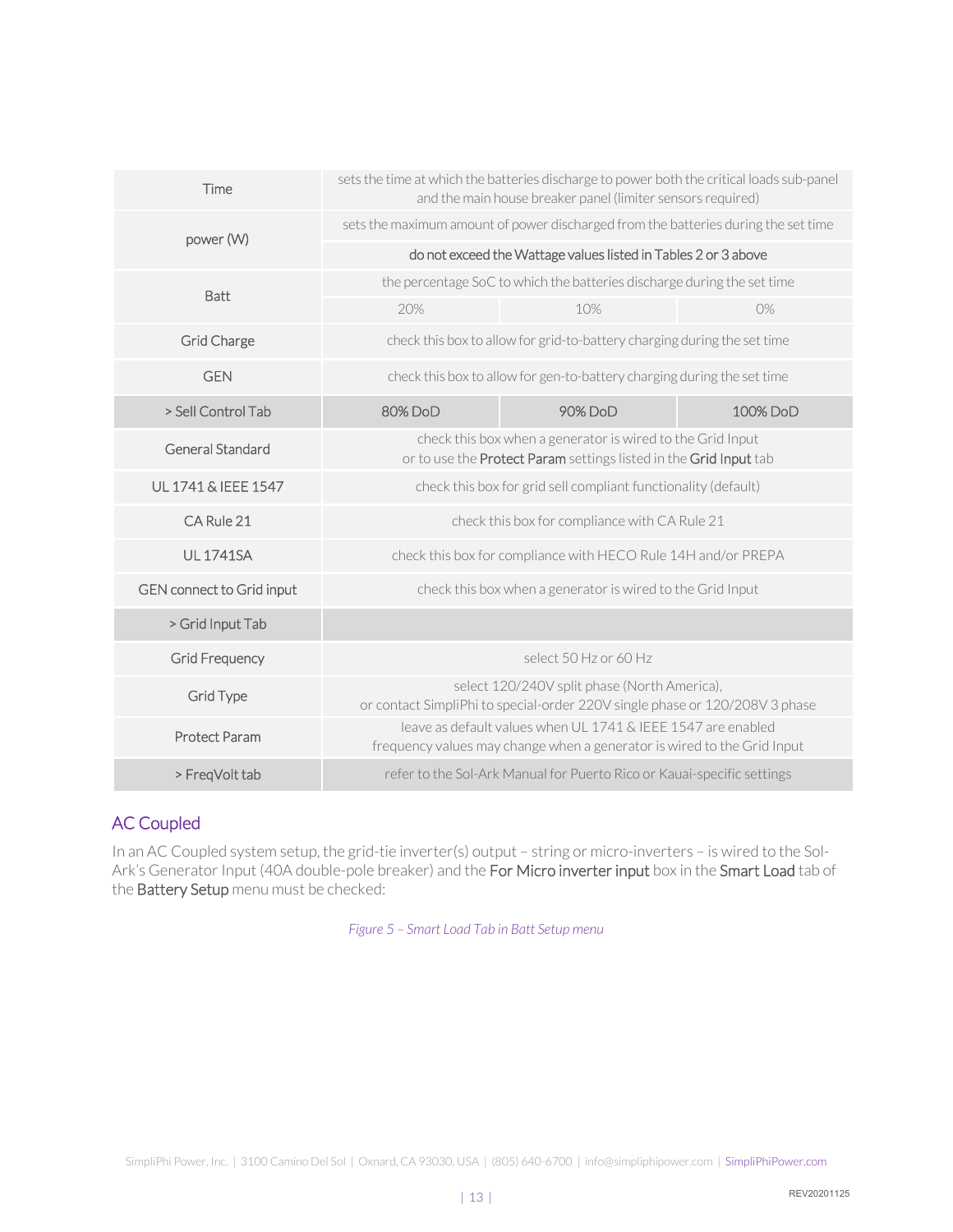| Time | sets the time at which the batteries discharge to power both the critical loads sub-panel and the main house breaker panel (limiter sensors required) | | |
|---|---|---|---|
| power (W) | sets the maximum amount of power discharged from the batteries during the set time | | |
| | do not exceed the Wattage values listed in Tables 2 or 3 above | | |
| Batt | the percentage SoC to which the batteries discharge during the set time | | |
| | 20% | 10% | 0% |
| Grid Charge | check this box to allow for grid-to-battery charging during the set time | | |
| GEN | check this box to allow for gen-to-battery charging during the set time | | |
| > Sell Control Tab | 80% DoD | 90% DoD | 100% DoD |
| General Standard | check this box when a generator is wired to the Grid Input or to use the Protect Param settings listed in the Grid Input tab | | |
| UL 1741 & IEEE 1547 | check this box for grid sell compliant functionality (default) | | |
| CA Rule 21 | check this box for compliance with CA Rule 21 | | |
| UL 1741SA | check this box for compliance with HECO Rule 14H and/or PREPA | | |
| GEN connect to Grid input | check this box when a generator is wired to the Grid Input | | |
| > Grid Input Tab | | | |
| Grid Frequency | select 50 Hz or 60 Hz | | |
| Grid Type | select 120/240V split phase (North America), or contact SimpliPhi to special-order 220V single phase or 120/208V 3 phase | | |
| Protect Param | leave as default values when UL 1741 & IEEE 1547 are enabled frequency values may change when a generator is wired to the Grid Input | | |
| > FreqVolt tab | refer to the Sol-Ark Manual for Puerto Rico or Kauai-specific settings | | |

## AC Coupled

In an AC Coupled system setup, the grid-tie inverter(s) output – string or micro-inverters – is wired to the Sol-Ark's Generator Input (40A double-pole breaker) and the **For Micro inverter input** box in the **Smart Load** tab of the **Battery Setup** menu must be checked:

*Figure 5 – Smart Load Tab in Batt Setup menu*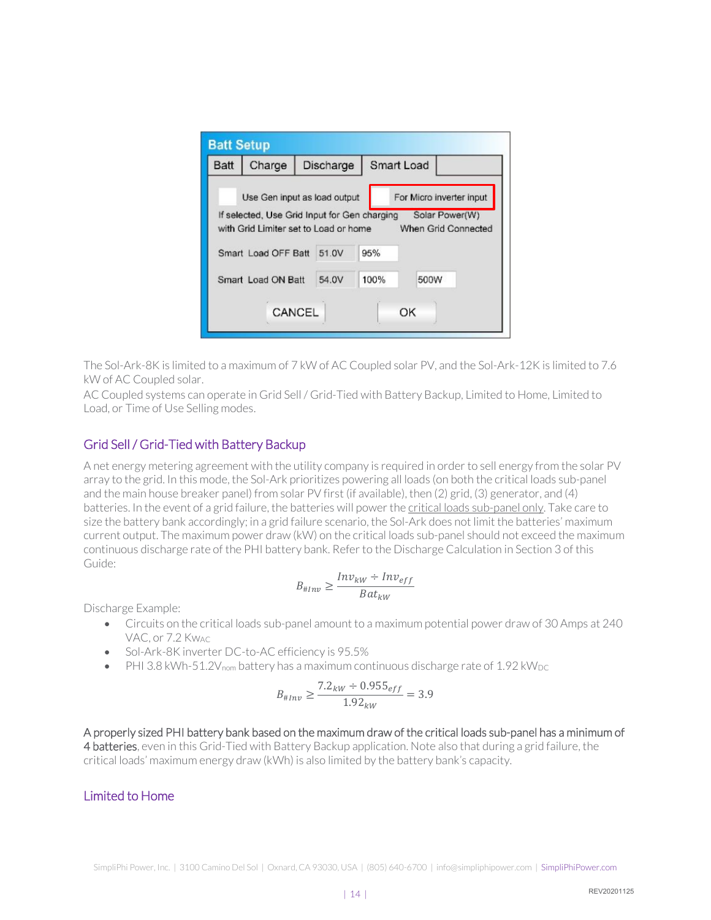The Sol-Ark-8K is limited to a maximum of 7 kW of AC Coupled solar PV, and the Sol-Ark-12K is limited to 7.6 kW of AC Coupled solar.

AC Coupled systems can operate in Grid Sell / Grid-Tied with Battery Backup, Limited to Home, Limited to Load, or Time of Use Selling modes.

## Grid Sell / Grid-Tied with Battery Backup

A net energy metering agreement with the utility company is required in order to sell energy from the solar PV array to the grid. In this mode, the Sol-Ark prioritizes powering all loads (on both the critical loads sub-panel and the main house breaker panel) from solar PV first (if available), then (2) grid, (3) generator, and (4) batteries. In the event of a grid failure, the batteries will power the critical loads sub-panel only. Take care to size the battery bank accordingly; in a grid failure scenario, the Sol-Ark does not limit the batteries' maximum current output. The maximum power draw (kW) on the critical loads sub-panel should not exceed the maximum continuous discharge rate of the PHI battery bank. Refer to the Discharge Calculation in Section 3 of this Guide:

$$B_{\#Inv} \geq \frac{Inv_{kW} \div Inv_{eff}}{Bat_{kW}}$$

Discharge Example:

- Circuits on the critical loads sub-panel amount to a maximum potential power draw of 30 Amps at 240 VAC, or 7.2 $Kw_{AC}$
- Sol-Ark-8K inverter DC-to-AC efficiency is 95.5%
- PHI 3.8 kWh-51.2$V_{nom}$ battery has a maximum continuous discharge rate of 1.92 $kW_{DC}$

$$B_{\#Inv} \geq \frac{7.2_{kW} \div 0.955_{eff}}{1.92_{kW}} = 3.9$$

**A properly sized PHI battery bank based on the maximum draw of the critical loads sub-panel has a minimum of 4 batteries**, even in this Grid-Tied with Battery Backup application. Note also that during a grid failure, the critical loads' maximum energy draw (kWh) is also limited by the battery bank's capacity.

## Limited to Home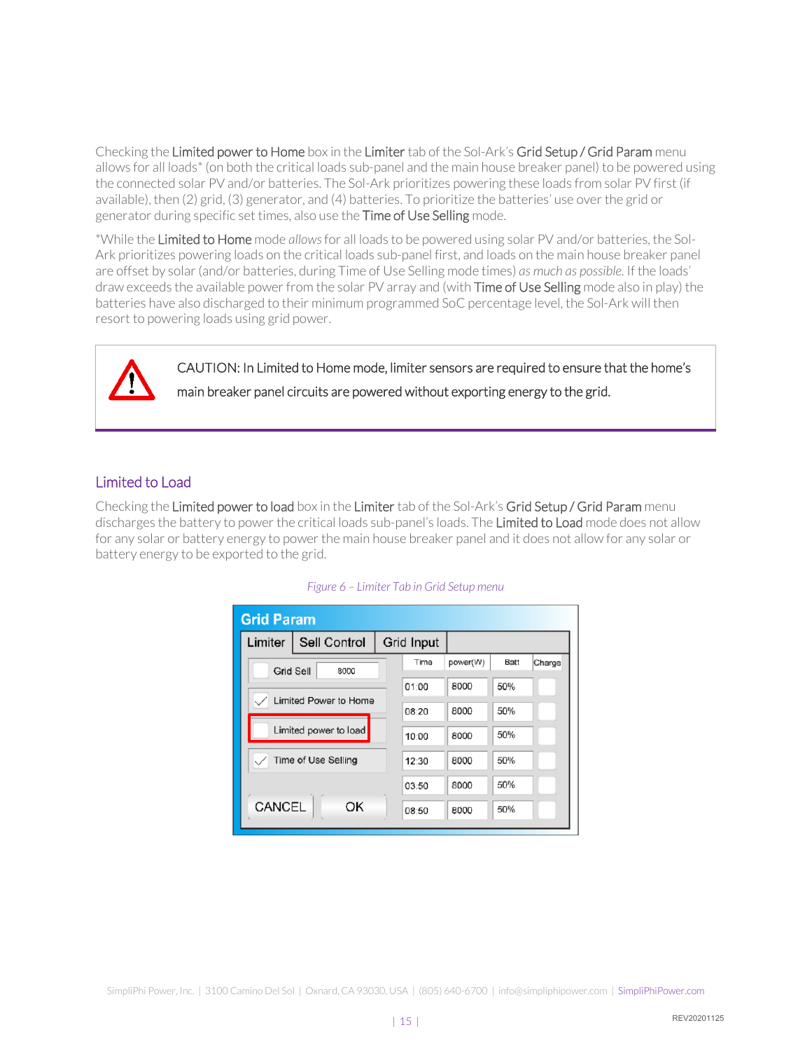Checking the Limited power to Home box in the Limiter tab of the Sol-Ark's Grid Setup / Grid Param menu allows for all loads* (on both the critical loads sub-panel and the main house breaker panel) to be powered using the connected solar PV and/or batteries. The Sol-Ark prioritizes powering these loads from solar PV first (if available), then (2) grid, (3) generator, and (4) batteries. To prioritize the batteries' use over the grid or generator during specific set times, also use the Time of Use Selling mode.

*While the Limited to Home mode *allows* for all loads to be powered using solar PV and/or batteries, the Sol-Ark prioritizes powering loads on the critical loads sub-panel first, and loads on the main house breaker panel are offset by solar (and/or batteries, during Time of Use Selling mode times) *as much as possible.* If the loads' draw exceeds the available power from the solar PV array and (with Time of Use Selling mode also in play) the batteries have also discharged to their minimum programmed SoC percentage level, the Sol-Ark will then resort to powering loads using grid power.

> CAUTION: In Limited to Home mode, limiter sensors are required to ensure that the home's main breaker panel circuits are powered without exporting energy to the grid.

## Limited to Load

Checking the Limited power to load box in the Limiter tab of the Sol-Ark's Grid Setup / Grid Param menu discharges the battery to power the critical loads sub-panel's loads. The Limited to Load mode does not allow for any solar or battery energy to power the main house breaker panel and it does not allow for any solar or battery energy to be exported to the grid.

*Figure 6 – Limiter Tab in Grid Setup menu*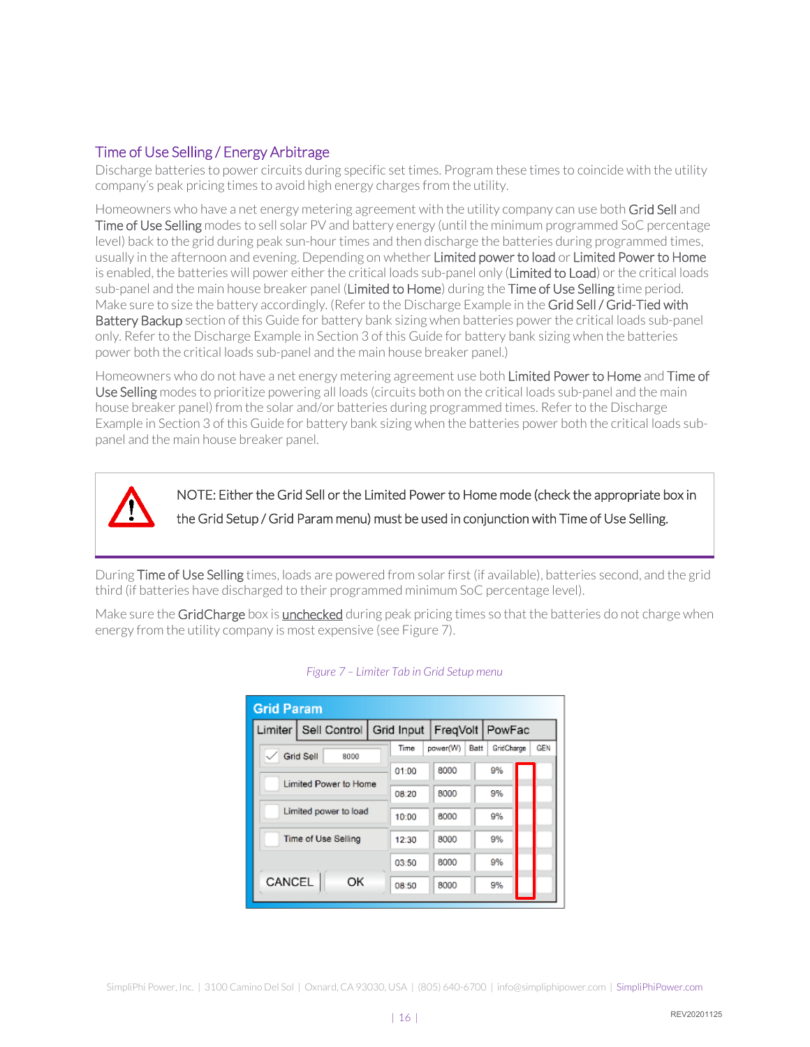## Time of Use Selling / Energy Arbitrage

Discharge batteries to power circuits during specific set times. Program these times to coincide with the utility company's peak pricing times to avoid high energy charges from the utility.

Homeowners who have a net energy metering agreement with the utility company can use both Grid Sell and Time of Use Selling modes to sell solar PV and battery energy (until the minimum programmed SoC percentage level) back to the grid during peak sun-hour times and then discharge the batteries during programmed times, usually in the afternoon and evening. Depending on whether Limited power to load or Limited Power to Home is enabled, the batteries will power either the critical loads sub-panel only (Limited to Load) or the critical loads sub-panel and the main house breaker panel (Limited to Home) during the Time of Use Selling time period. Make sure to size the battery accordingly. (Refer to the Discharge Example in the Grid Sell / Grid-Tied with Battery Backup section of this Guide for battery bank sizing when batteries power the critical loads sub-panel only. Refer to the Discharge Example in Section 3 of this Guide for battery bank sizing when the batteries power both the critical loads sub-panel and the main house breaker panel.)

Homeowners who do not have a net energy metering agreement use both Limited Power to Home and Time of Use Selling modes to prioritize powering all loads (circuits both on the critical loads sub-panel and the main house breaker panel) from the solar and/or batteries during programmed times. Refer to the Discharge Example in Section 3 of this Guide for battery bank sizing when the batteries power both the critical loads sub-panel and the main house breaker panel.

> NOTE: Either the Grid Sell or the Limited Power to Home mode (check the appropriate box in the Grid Setup / Grid Param menu) must be used in conjunction with Time of Use Selling.

During Time of Use Selling times, loads are powered from solar first (if available), batteries second, and the grid third (if batteries have discharged to their programmed minimum SoC percentage level).

Make sure the GridCharge box is unchecked during peak pricing times so that the batteries do not charge when energy from the utility company is most expensive (see Figure 7).

*Figure 7 – Limiter Tab in Grid Setup menu*

**Grid Param**

Tabs: Limiter | Sell Control | Grid Input | FreqVolt | PowFac

- ☑ Grid Sell 8000
- ☐ Limited Power to Home
- ☐ Limited power to load
- ☐ Time of Use Selling

| Time | power(W) | Batt | GridCharge | GEN |
|---|---|---|---|---|
| 01:00 | 8000 | 9% | | |
| 08:20 | 8000 | 9% | | |
| 10:00 | 8000 | 9% | | |
| 12:30 | 8000 | 9% | | |
| 03:50 | 8000 | 9% | | |
| 08:50 | 8000 | 9% | | |

CANCEL | OK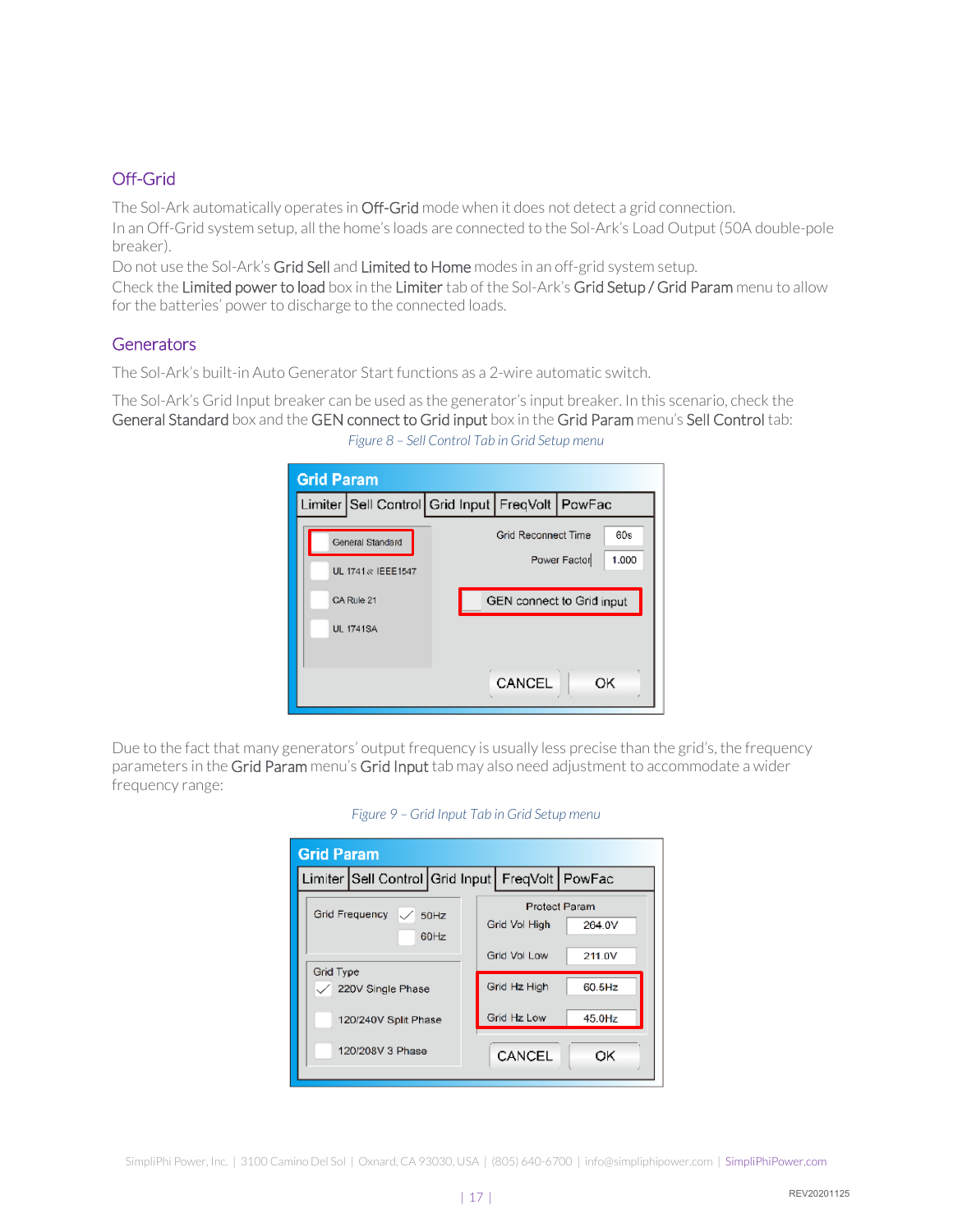## Off-Grid

The Sol-Ark automatically operates in **Off-Grid** mode when it does not detect a grid connection.
In an Off-Grid system setup, all the home's loads are connected to the Sol-Ark's Load Output (50A double-pole breaker).
Do not use the Sol-Ark's **Grid Sell** and **Limited to Home** modes in an off-grid system setup.
Check the **Limited power to load** box in the **Limiter** tab of the Sol-Ark's **Grid Setup / Grid Param** menu to allow for the batteries' power to discharge to the connected loads.

## Generators

The Sol-Ark's built-in Auto Generator Start functions as a 2-wire automatic switch.

The Sol-Ark's Grid Input breaker can be used as the generator's input breaker. In this scenario, check the **General Standard** box and the **GEN connect to Grid input** box in the **Grid Param** menu's **Sell Control** tab:

*Figure 8 – Sell Control Tab in Grid Setup menu*

Due to the fact that many generators' output frequency is usually less precise than the grid's, the frequency parameters in the **Grid Param** menu's **Grid Input** tab may also need adjustment to accommodate a wider frequency range:

*Figure 9 – Grid Input Tab in Grid Setup menu*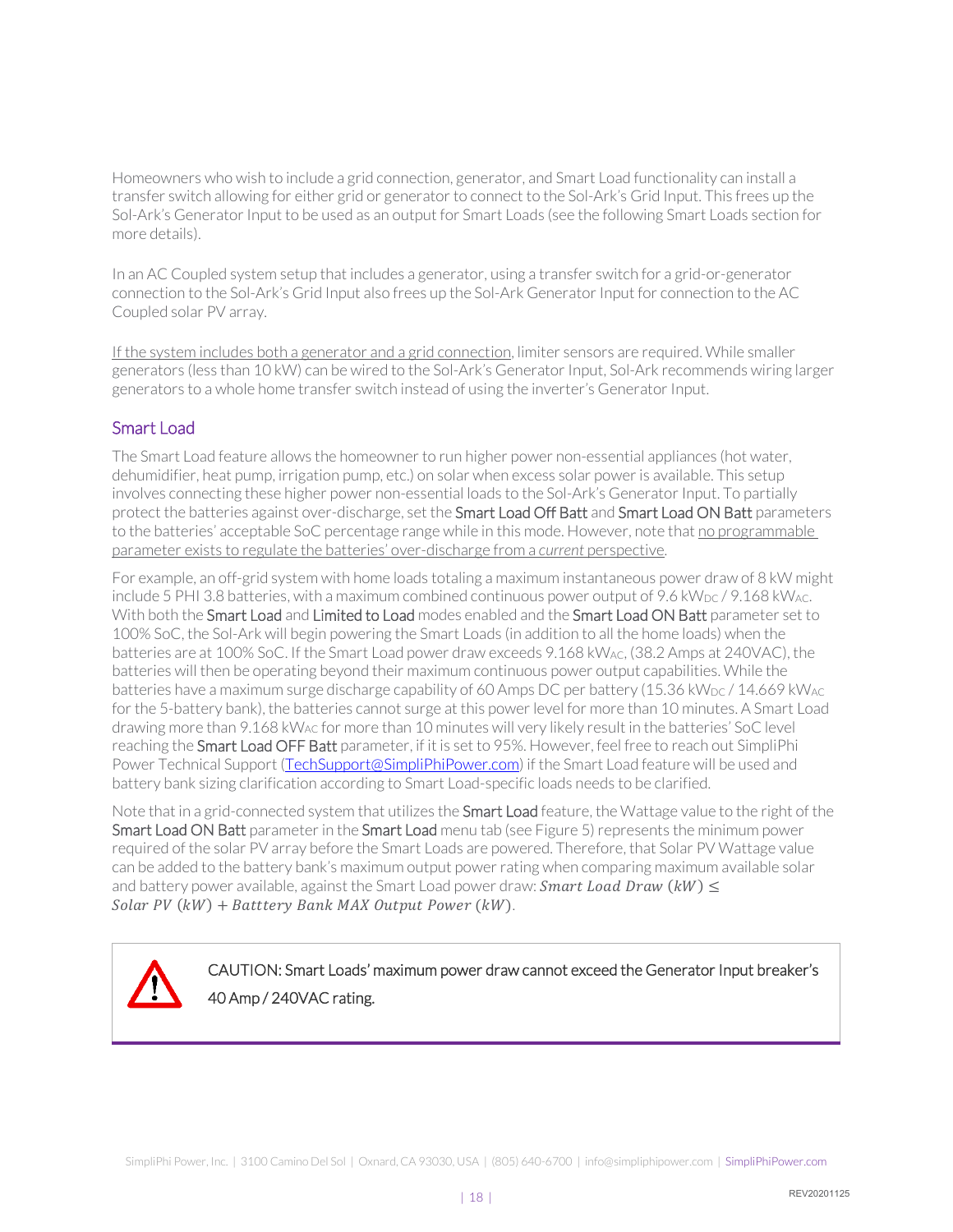Homeowners who wish to include a grid connection, generator, and Smart Load functionality can install a transfer switch allowing for either grid or generator to connect to the Sol-Ark's Grid Input. This frees up the Sol-Ark's Generator Input to be used as an output for Smart Loads (see the following Smart Loads section for more details).

In an AC Coupled system setup that includes a generator, using a transfer switch for a grid-or-generator connection to the Sol-Ark's Grid Input also frees up the Sol-Ark Generator Input for connection to the AC Coupled solar PV array.

If the system includes both a generator and a grid connection, limiter sensors are required. While smaller generators (less than 10 kW) can be wired to the Sol-Ark's Generator Input, Sol-Ark recommends wiring larger generators to a whole home transfer switch instead of using the inverter's Generator Input.

## Smart Load

The Smart Load feature allows the homeowner to run higher power non-essential appliances (hot water, dehumidifier, heat pump, irrigation pump, etc.) on solar when excess solar power is available. This setup involves connecting these higher power non-essential loads to the Sol-Ark's Generator Input. To partially protect the batteries against over-discharge, set the **Smart Load Off Batt** and **Smart Load ON Batt** parameters to the batteries' acceptable SoC percentage range while in this mode. However, note that no programmable parameter exists to regulate the batteries' over-discharge from a *current* perspective.

For example, an off-grid system with home loads totaling a maximum instantaneous power draw of 8 kW might include 5 PHI 3.8 batteries, with a maximum combined continuous power output of 9.6 $kW_{DC}$ / 9.168 $kW_{AC}$. With both the **Smart Load** and **Limited to Load** modes enabled and the **Smart Load ON Batt** parameter set to 100% SoC, the Sol-Ark will begin powering the Smart Loads (in addition to all the home loads) when the batteries are at 100% SoC. If the Smart Load power draw exceeds 9.168 $kW_{AC}$, (38.2 Amps at 240VAC), the batteries will then be operating beyond their maximum continuous power output capabilities. While the batteries have a maximum surge discharge capability of 60 Amps DC per battery (15.36 $kW_{DC}$ / 14.669 $kW_{AC}$ for the 5-battery bank), the batteries cannot surge at this power level for more than 10 minutes. A Smart Load drawing more than 9.168 $kW_{AC}$ for more than 10 minutes will very likely result in the batteries' SoC level reaching the **Smart Load OFF Batt** parameter, if it is set to 95%. However, feel free to reach out SimpliPhi Power Technical Support (TechSupport@SimpliPhiPower.com) if the Smart Load feature will be used and battery bank sizing clarification according to Smart Load-specific loads needs to be clarified.

Note that in a grid-connected system that utilizes the **Smart Load** feature, the Wattage value to the right of the **Smart Load ON Batt** parameter in the **Smart Load** menu tab (see Figure 5) represents the minimum power required of the solar PV array before the Smart Loads are powered. Therefore, that Solar PV Wattage value can be added to the battery bank's maximum output power rating when comparing maximum available solar and battery power available, against the Smart Load power draw: $Smart\ Load\ Draw\ (kW) \leq Solar\ PV\ (kW) + Batttery\ Bank\ MAX\ Output\ Power\ (kW)$.

> CAUTION: Smart Loads' maximum power draw cannot exceed the Generator Input breaker's 40 Amp / 240VAC rating.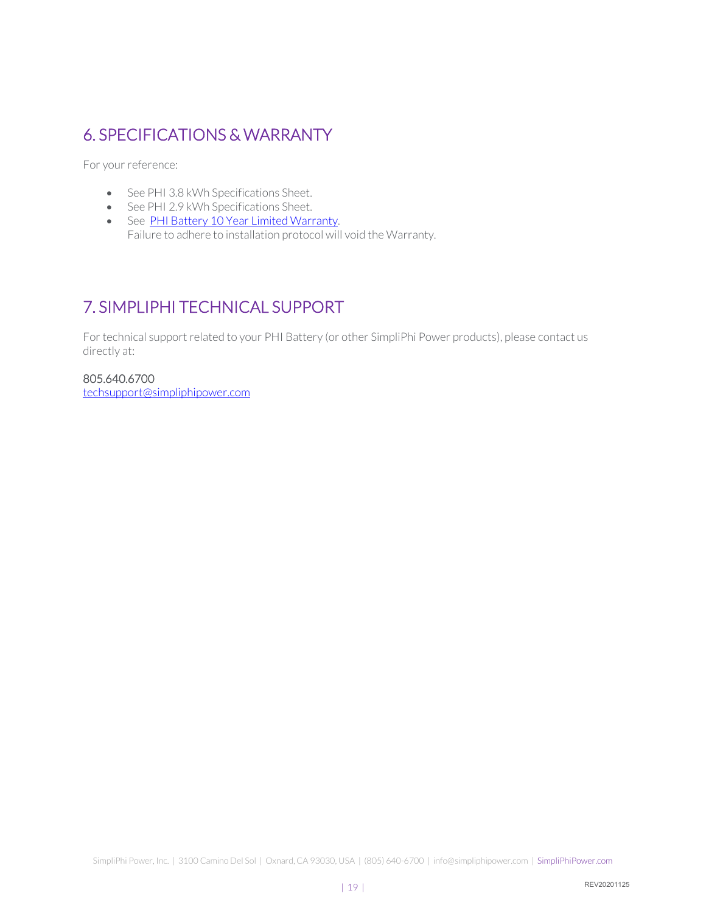## 6. SPECIFICATIONS & WARRANTY

For your reference:

- See PHI 3.8 kWh Specifications Sheet.
- See PHI 2.9 kWh Specifications Sheet.
- See PHI Battery 10 Year Limited Warranty.
  Failure to adhere to installation protocol will void the Warranty.

## 7. SIMPLIPHI TECHNICAL SUPPORT

For technical support related to your PHI Battery (or other SimpliPhi Power products), please contact us directly at:

805.640.6700
techsupport@simpliphipower.com